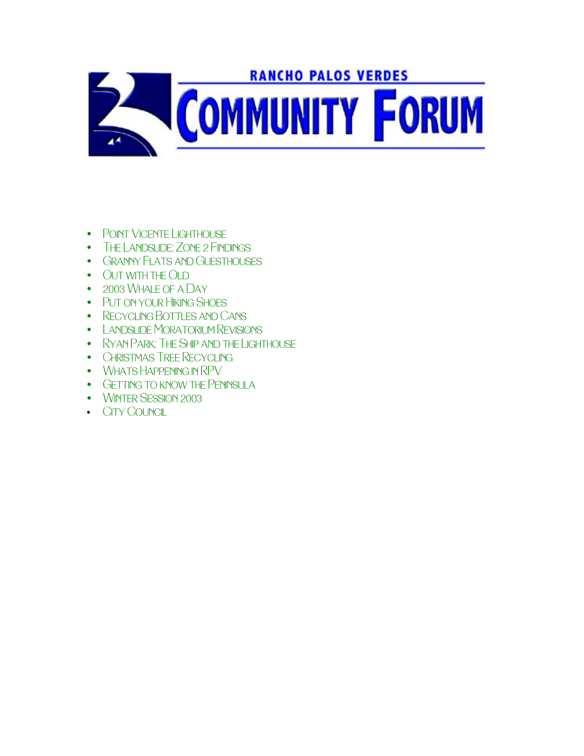# RANCHO PALOS VERDES COMMUNITY FORUM

- Point Vicente Lighthouse
- The Landslide: Zone 2 Findings
- Granny Flats and Guesthouses
- Out with the Old
- 2003 Whale of a Day
- Put on your Hiking Shoes
- Recycling Bottles and Cans
- Landslide Moratorium Revisions
- Ryan Park: The Ship and the Lighthouse
- Christmas Tree Recycling
- Whats Happening in RPV
- Getting to know the Peninsula
- Winter Session 2003
- City Council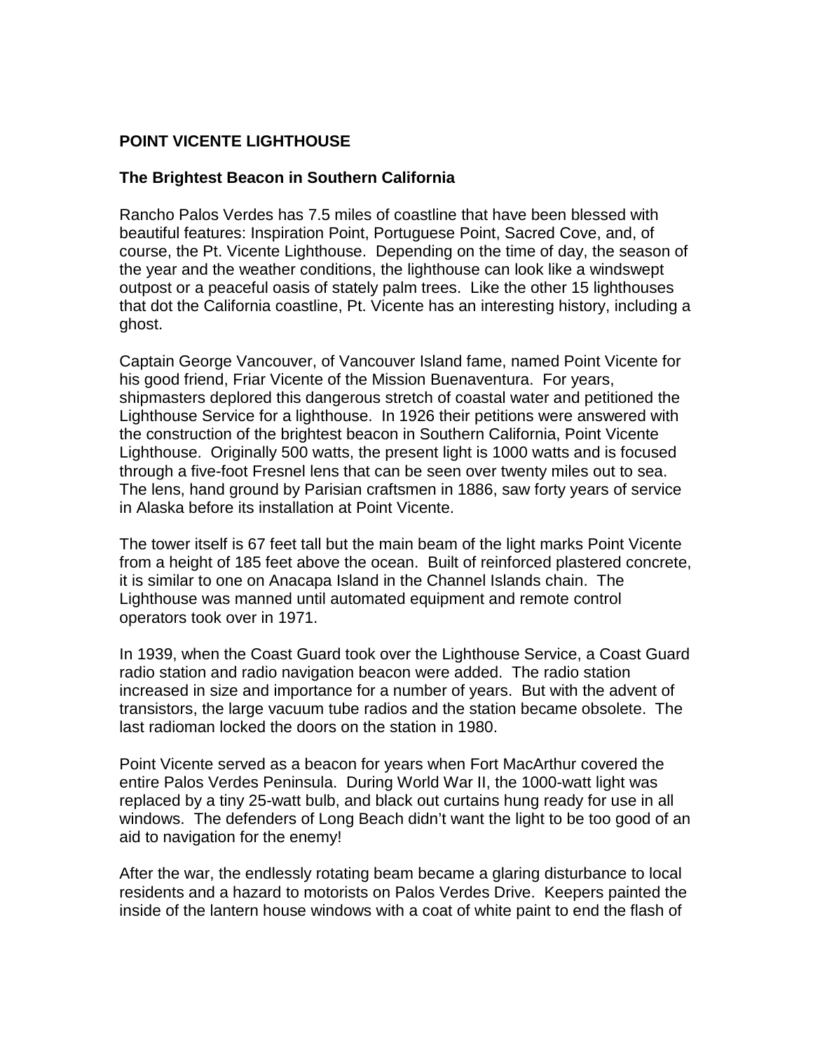## POINT VICENTE LIGHTHOUSE

### The Brightest Beacon in Southern California

Rancho Palos Verdes has 7.5 miles of coastline that have been blessed with beautiful features: Inspiration Point, Portuguese Point, Sacred Cove, and, of course, the Pt. Vicente Lighthouse. Depending on the time of day, the season of the year and the weather conditions, the lighthouse can look like a windswept outpost or a peaceful oasis of stately palm trees. Like the other 15 lighthouses that dot the California coastline, Pt. Vicente has an interesting history, including a ghost.

Captain George Vancouver, of Vancouver Island fame, named Point Vicente for his good friend, Friar Vicente of the Mission Buenaventura. For years, shipmasters deplored this dangerous stretch of coastal water and petitioned the Lighthouse Service for a lighthouse. In 1926 their petitions were answered with the construction of the brightest beacon in Southern California, Point Vicente Lighthouse. Originally 500 watts, the present light is 1000 watts and is focused through a five-foot Fresnel lens that can be seen over twenty miles out to sea. The lens, hand ground by Parisian craftsmen in 1886, saw forty years of service in Alaska before its installation at Point Vicente.

The tower itself is 67 feet tall but the main beam of the light marks Point Vicente from a height of 185 feet above the ocean. Built of reinforced plastered concrete, it is similar to one on Anacapa Island in the Channel Islands chain. The Lighthouse was manned until automated equipment and remote control operators took over in 1971.

In 1939, when the Coast Guard took over the Lighthouse Service, a Coast Guard radio station and radio navigation beacon were added. The radio station increased in size and importance for a number of years. But with the advent of transistors, the large vacuum tube radios and the station became obsolete. The last radioman locked the doors on the station in 1980.

Point Vicente served as a beacon for years when Fort MacArthur covered the entire Palos Verdes Peninsula. During World War II, the 1000-watt light was replaced by a tiny 25-watt bulb, and black out curtains hung ready for use in all windows. The defenders of Long Beach didn't want the light to be too good of an aid to navigation for the enemy!

After the war, the endlessly rotating beam became a glaring disturbance to local residents and a hazard to motorists on Palos Verdes Drive. Keepers painted the inside of the lantern house windows with a coat of white paint to end the flash of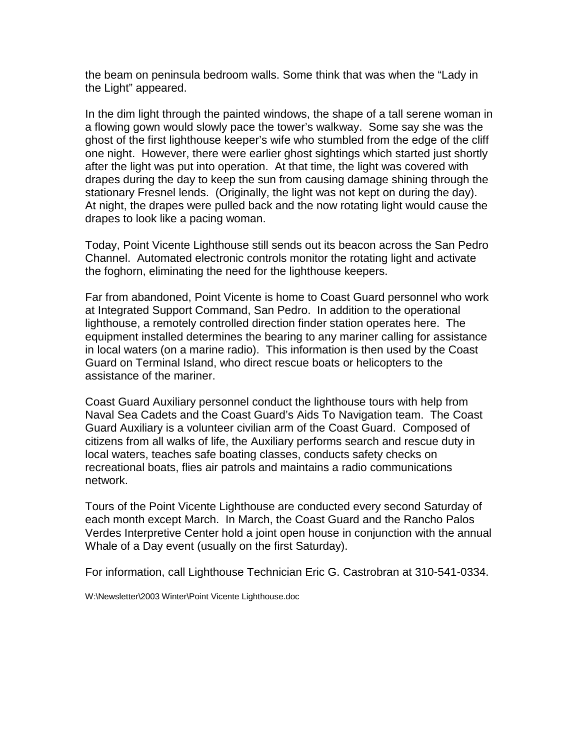the beam on peninsula bedroom walls. Some think that was when the "Lady in the Light" appeared.

In the dim light through the painted windows, the shape of a tall serene woman in a flowing gown would slowly pace the tower's walkway. Some say she was the ghost of the first lighthouse keeper's wife who stumbled from the edge of the cliff one night. However, there were earlier ghost sightings which started just shortly after the light was put into operation. At that time, the light was covered with drapes during the day to keep the sun from causing damage shining through the stationary Fresnel lends. (Originally, the light was not kept on during the day). At night, the drapes were pulled back and the now rotating light would cause the drapes to look like a pacing woman.

Today, Point Vicente Lighthouse still sends out its beacon across the San Pedro Channel. Automated electronic controls monitor the rotating light and activate the foghorn, eliminating the need for the lighthouse keepers.

Far from abandoned, Point Vicente is home to Coast Guard personnel who work at Integrated Support Command, San Pedro. In addition to the operational lighthouse, a remotely controlled direction finder station operates here. The equipment installed determines the bearing to any mariner calling for assistance in local waters (on a marine radio). This information is then used by the Coast Guard on Terminal Island, who direct rescue boats or helicopters to the assistance of the mariner.

Coast Guard Auxiliary personnel conduct the lighthouse tours with help from Naval Sea Cadets and the Coast Guard's Aids To Navigation team. The Coast Guard Auxiliary is a volunteer civilian arm of the Coast Guard. Composed of citizens from all walks of life, the Auxiliary performs search and rescue duty in local waters, teaches safe boating classes, conducts safety checks on recreational boats, flies air patrols and maintains a radio communications network.

Tours of the Point Vicente Lighthouse are conducted every second Saturday of each month except March. In March, the Coast Guard and the Rancho Palos Verdes Interpretive Center hold a joint open house in conjunction with the annual Whale of a Day event (usually on the first Saturday).

For information, call Lighthouse Technician Eric G. Castrobran at 310-541-0334.

W:\Newsletter\2003 Winter\Point Vicente Lighthouse.doc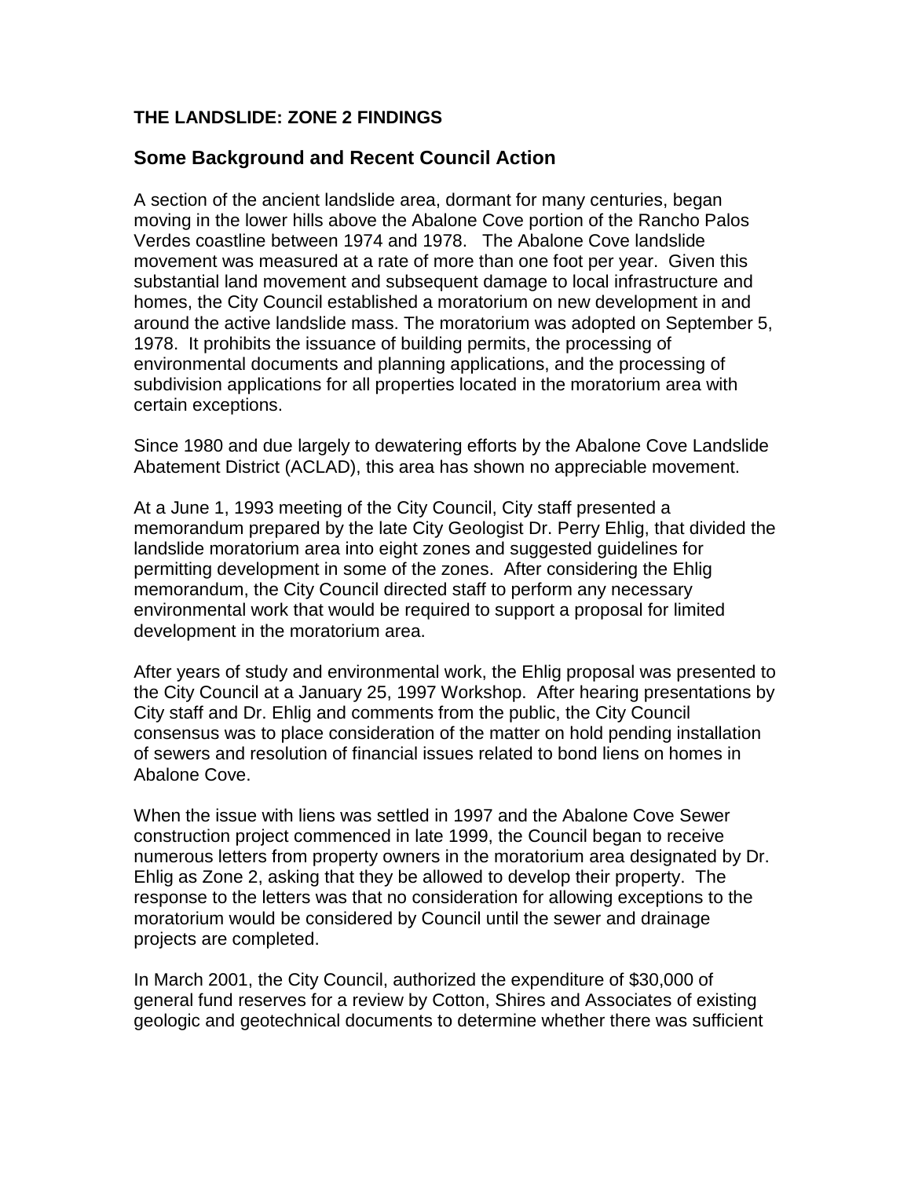**THE LANDSLIDE: ZONE 2 FINDINGS**

## Some Background and Recent Council Action

A section of the ancient landslide area, dormant for many centuries, began moving in the lower hills above the Abalone Cove portion of the Rancho Palos Verdes coastline between 1974 and 1978. The Abalone Cove landslide movement was measured at a rate of more than one foot per year. Given this substantial land movement and subsequent damage to local infrastructure and homes, the City Council established a moratorium on new development in and around the active landslide mass. The moratorium was adopted on September 5, 1978. It prohibits the issuance of building permits, the processing of environmental documents and planning applications, and the processing of subdivision applications for all properties located in the moratorium area with certain exceptions.

Since 1980 and due largely to dewatering efforts by the Abalone Cove Landslide Abatement District (ACLAD), this area has shown no appreciable movement.

At a June 1, 1993 meeting of the City Council, City staff presented a memorandum prepared by the late City Geologist Dr. Perry Ehlig, that divided the landslide moratorium area into eight zones and suggested guidelines for permitting development in some of the zones. After considering the Ehlig memorandum, the City Council directed staff to perform any necessary environmental work that would be required to support a proposal for limited development in the moratorium area.

After years of study and environmental work, the Ehlig proposal was presented to the City Council at a January 25, 1997 Workshop. After hearing presentations by City staff and Dr. Ehlig and comments from the public, the City Council consensus was to place consideration of the matter on hold pending installation of sewers and resolution of financial issues related to bond liens on homes in Abalone Cove.

When the issue with liens was settled in 1997 and the Abalone Cove Sewer construction project commenced in late 1999, the Council began to receive numerous letters from property owners in the moratorium area designated by Dr. Ehlig as Zone 2, asking that they be allowed to develop their property. The response to the letters was that no consideration for allowing exceptions to the moratorium would be considered by Council until the sewer and drainage projects are completed.

In March 2001, the City Council, authorized the expenditure of $30,000 of general fund reserves for a review by Cotton, Shires and Associates of existing geologic and geotechnical documents to determine whether there was sufficient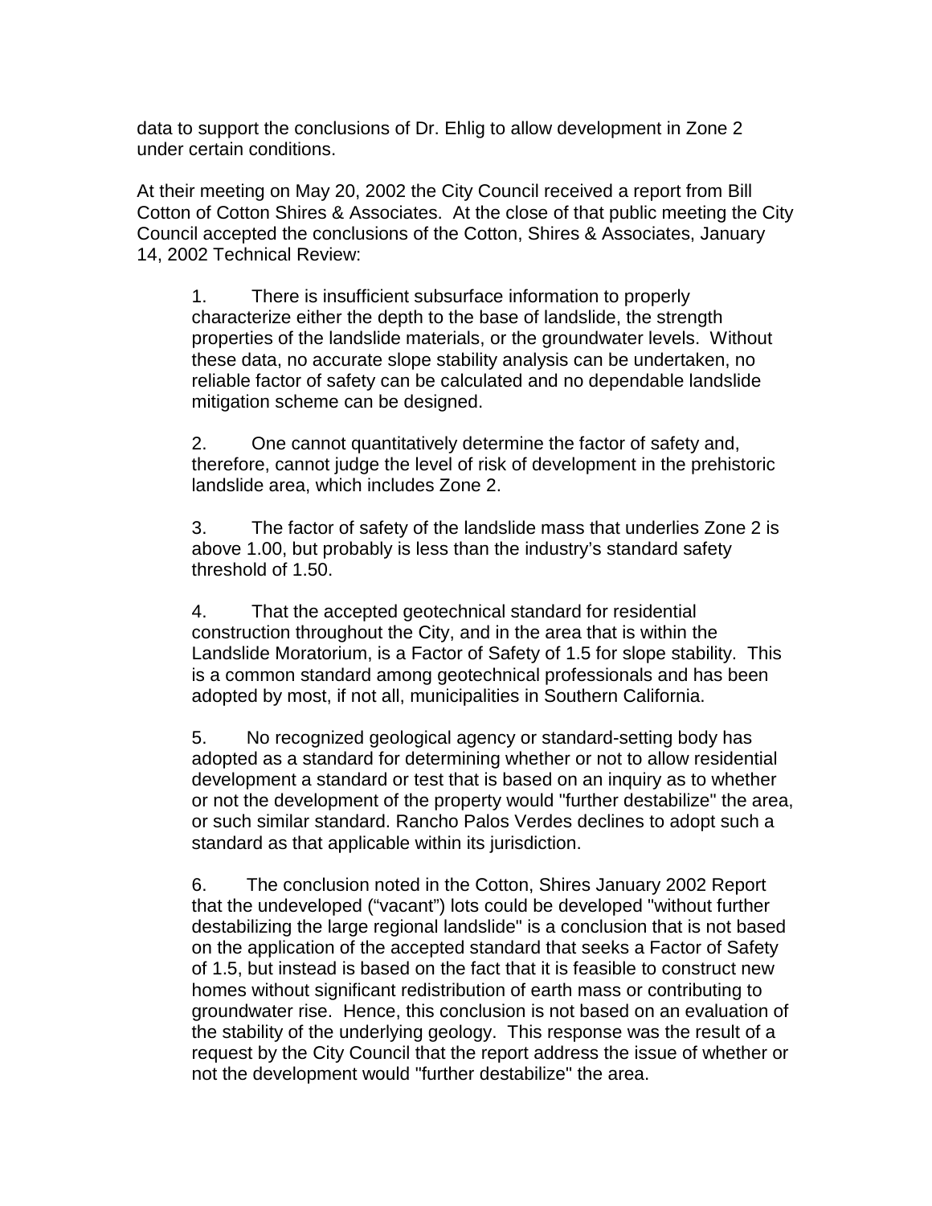data to support the conclusions of Dr. Ehlig to allow development in Zone 2 under certain conditions.

At their meeting on May 20, 2002 the City Council received a report from Bill Cotton of Cotton Shires & Associates. At the close of that public meeting the City Council accepted the conclusions of the Cotton, Shires & Associates, January 14, 2002 Technical Review:

1. There is insufficient subsurface information to properly characterize either the depth to the base of landslide, the strength properties of the landslide materials, or the groundwater levels. Without these data, no accurate slope stability analysis can be undertaken, no reliable factor of safety can be calculated and no dependable landslide mitigation scheme can be designed.

2. One cannot quantitatively determine the factor of safety and, therefore, cannot judge the level of risk of development in the prehistoric landslide area, which includes Zone 2.

3. The factor of safety of the landslide mass that underlies Zone 2 is above 1.00, but probably is less than the industry's standard safety threshold of 1.50.

4. That the accepted geotechnical standard for residential construction throughout the City, and in the area that is within the Landslide Moratorium, is a Factor of Safety of 1.5 for slope stability. This is a common standard among geotechnical professionals and has been adopted by most, if not all, municipalities in Southern California.

5. No recognized geological agency or standard-setting body has adopted as a standard for determining whether or not to allow residential development a standard or test that is based on an inquiry as to whether or not the development of the property would "further destabilize" the area, or such similar standard. Rancho Palos Verdes declines to adopt such a standard as that applicable within its jurisdiction.

6. The conclusion noted in the Cotton, Shires January 2002 Report that the undeveloped ("vacant") lots could be developed "without further destabilizing the large regional landslide" is a conclusion that is not based on the application of the accepted standard that seeks a Factor of Safety of 1.5, but instead is based on the fact that it is feasible to construct new homes without significant redistribution of earth mass or contributing to groundwater rise. Hence, this conclusion is not based on an evaluation of the stability of the underlying geology. This response was the result of a request by the City Council that the report address the issue of whether or not the development would "further destabilize" the area.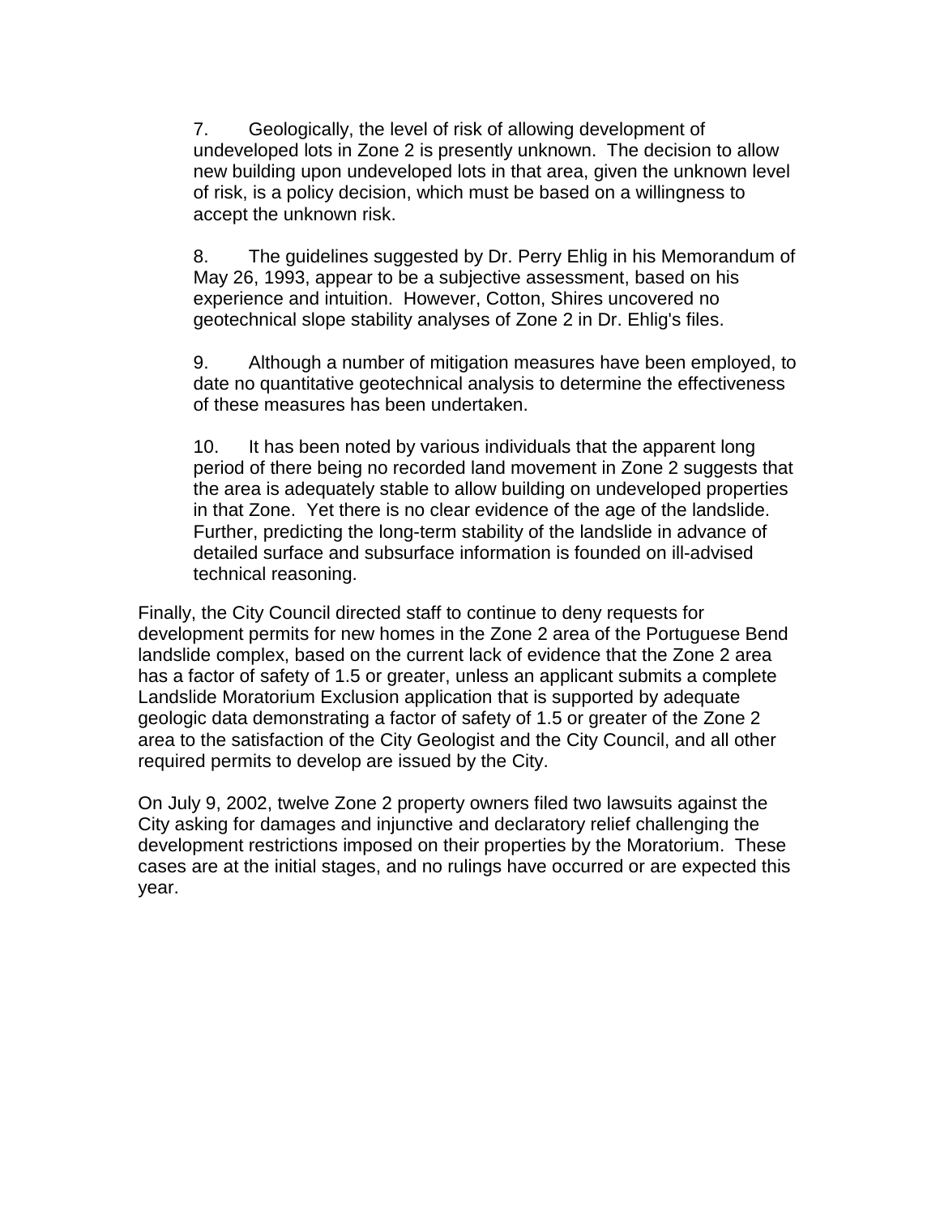7. Geologically, the level of risk of allowing development of undeveloped lots in Zone 2 is presently unknown. The decision to allow new building upon undeveloped lots in that area, given the unknown level of risk, is a policy decision, which must be based on a willingness to accept the unknown risk.

8. The guidelines suggested by Dr. Perry Ehlig in his Memorandum of May 26, 1993, appear to be a subjective assessment, based on his experience and intuition. However, Cotton, Shires uncovered no geotechnical slope stability analyses of Zone 2 in Dr. Ehlig's files.

9. Although a number of mitigation measures have been employed, to date no quantitative geotechnical analysis to determine the effectiveness of these measures has been undertaken.

10. It has been noted by various individuals that the apparent long period of there being no recorded land movement in Zone 2 suggests that the area is adequately stable to allow building on undeveloped properties in that Zone. Yet there is no clear evidence of the age of the landslide. Further, predicting the long-term stability of the landslide in advance of detailed surface and subsurface information is founded on ill-advised technical reasoning.

Finally, the City Council directed staff to continue to deny requests for development permits for new homes in the Zone 2 area of the Portuguese Bend landslide complex, based on the current lack of evidence that the Zone 2 area has a factor of safety of 1.5 or greater, unless an applicant submits a complete Landslide Moratorium Exclusion application that is supported by adequate geologic data demonstrating a factor of safety of 1.5 or greater of the Zone 2 area to the satisfaction of the City Geologist and the City Council, and all other required permits to develop are issued by the City.

On July 9, 2002, twelve Zone 2 property owners filed two lawsuits against the City asking for damages and injunctive and declaratory relief challenging the development restrictions imposed on their properties by the Moratorium. These cases are at the initial stages, and no rulings have occurred or are expected this year.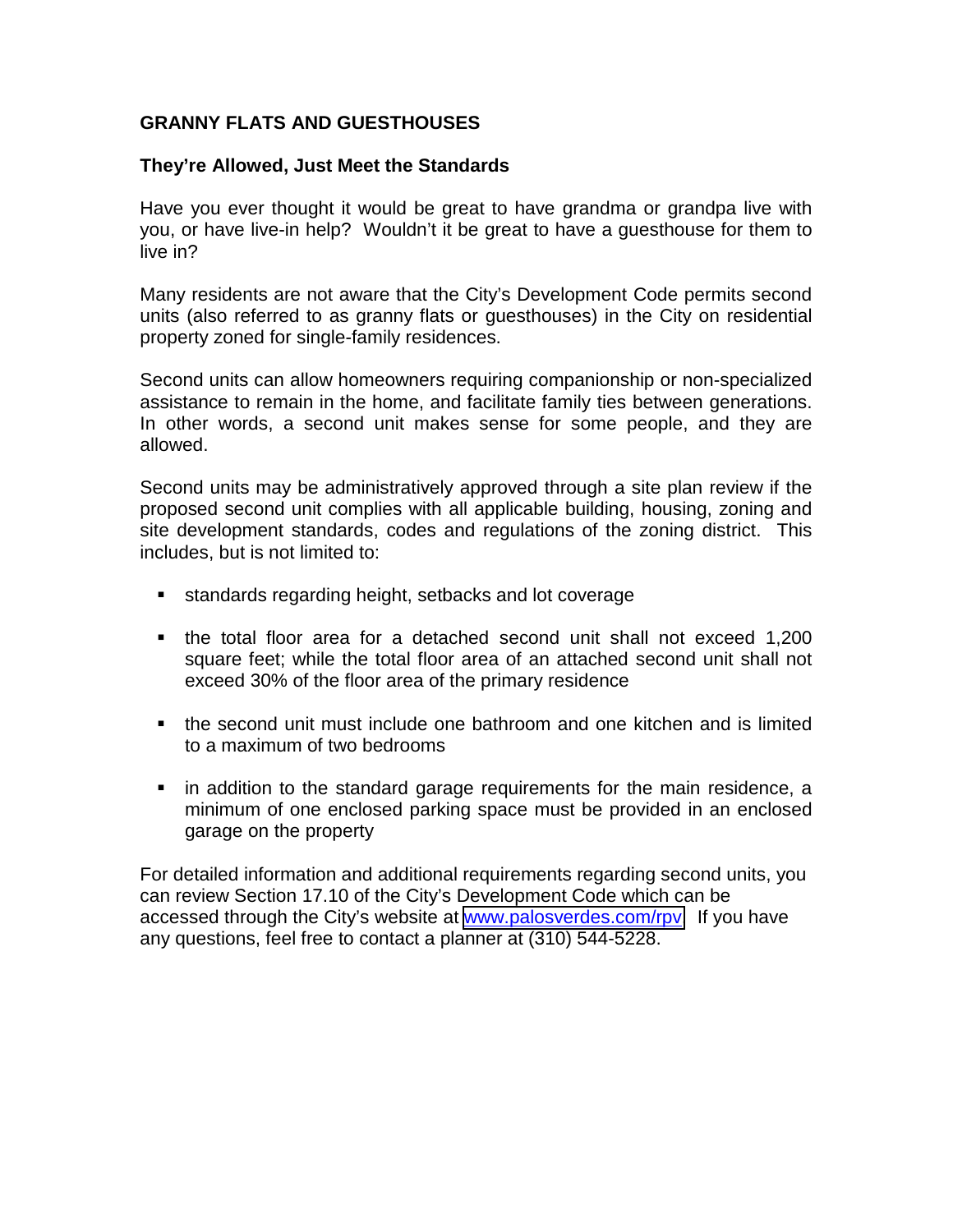## GRANNY FLATS AND GUESTHOUSES

### They're Allowed, Just Meet the Standards

Have you ever thought it would be great to have grandma or grandpa live with you, or have live-in help? Wouldn't it be great to have a guesthouse for them to live in?

Many residents are not aware that the City's Development Code permits second units (also referred to as granny flats or guesthouses) in the City on residential property zoned for single-family residences.

Second units can allow homeowners requiring companionship or non-specialized assistance to remain in the home, and facilitate family ties between generations. In other words, a second unit makes sense for some people, and they are allowed.

Second units may be administratively approved through a site plan review if the proposed second unit complies with all applicable building, housing, zoning and site development standards, codes and regulations of the zoning district. This includes, but is not limited to:

- standards regarding height, setbacks and lot coverage
- the total floor area for a detached second unit shall not exceed 1,200 square feet; while the total floor area of an attached second unit shall not exceed 30% of the floor area of the primary residence
- the second unit must include one bathroom and one kitchen and is limited to a maximum of two bedrooms
- in addition to the standard garage requirements for the main residence, a minimum of one enclosed parking space must be provided in an enclosed garage on the property

For detailed information and additional requirements regarding second units, you can review Section 17.10 of the City's Development Code which can be accessed through the City's website at [www.palosverdes.com/rpv](http://www.palosverdes.com/rpv). If you have any questions, feel free to contact a planner at (310) 544-5228.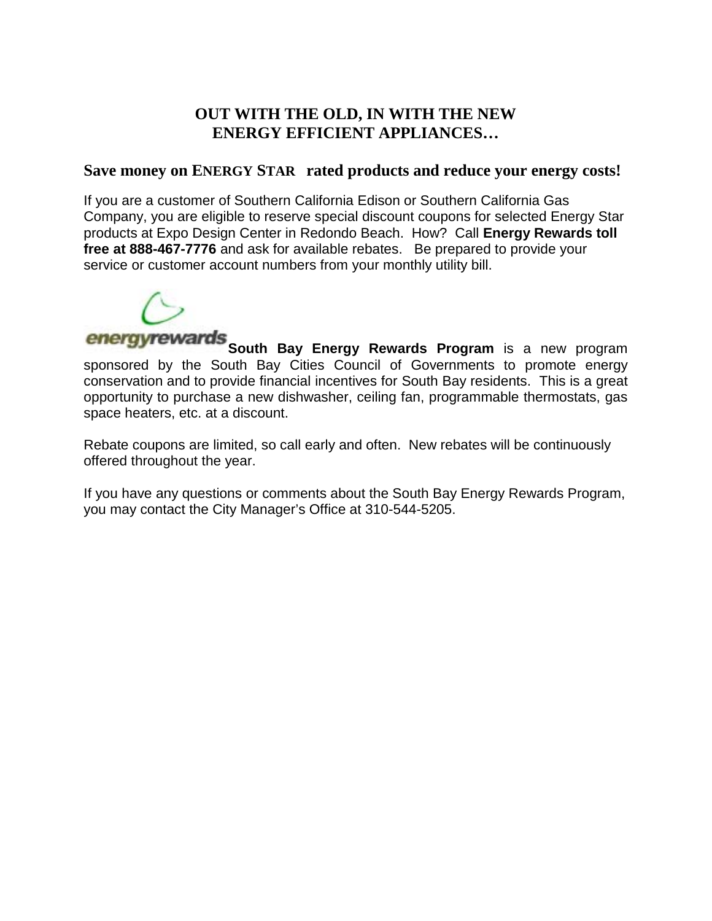# OUT WITH THE OLD, IN WITH THE NEW ENERGY EFFICIENT APPLIANCES…

## Save money on ENERGY STAR rated products and reduce your energy costs!

If you are a customer of Southern California Edison or Southern California Gas Company, you are eligible to reserve special discount coupons for selected Energy Star products at Expo Design Center in Redondo Beach. How? Call **Energy Rewards toll free at 888-467-7776** and ask for available rebates. Be prepared to provide your service or customer account numbers from your monthly utility bill.

energyrewards **South Bay Energy Rewards Program** is a new program sponsored by the South Bay Cities Council of Governments to promote energy conservation and to provide financial incentives for South Bay residents. This is a great opportunity to purchase a new dishwasher, ceiling fan, programmable thermostats, gas space heaters, etc. at a discount.

Rebate coupons are limited, so call early and often. New rebates will be continuously offered throughout the year.

If you have any questions or comments about the South Bay Energy Rewards Program, you may contact the City Manager's Office at 310-544-5205.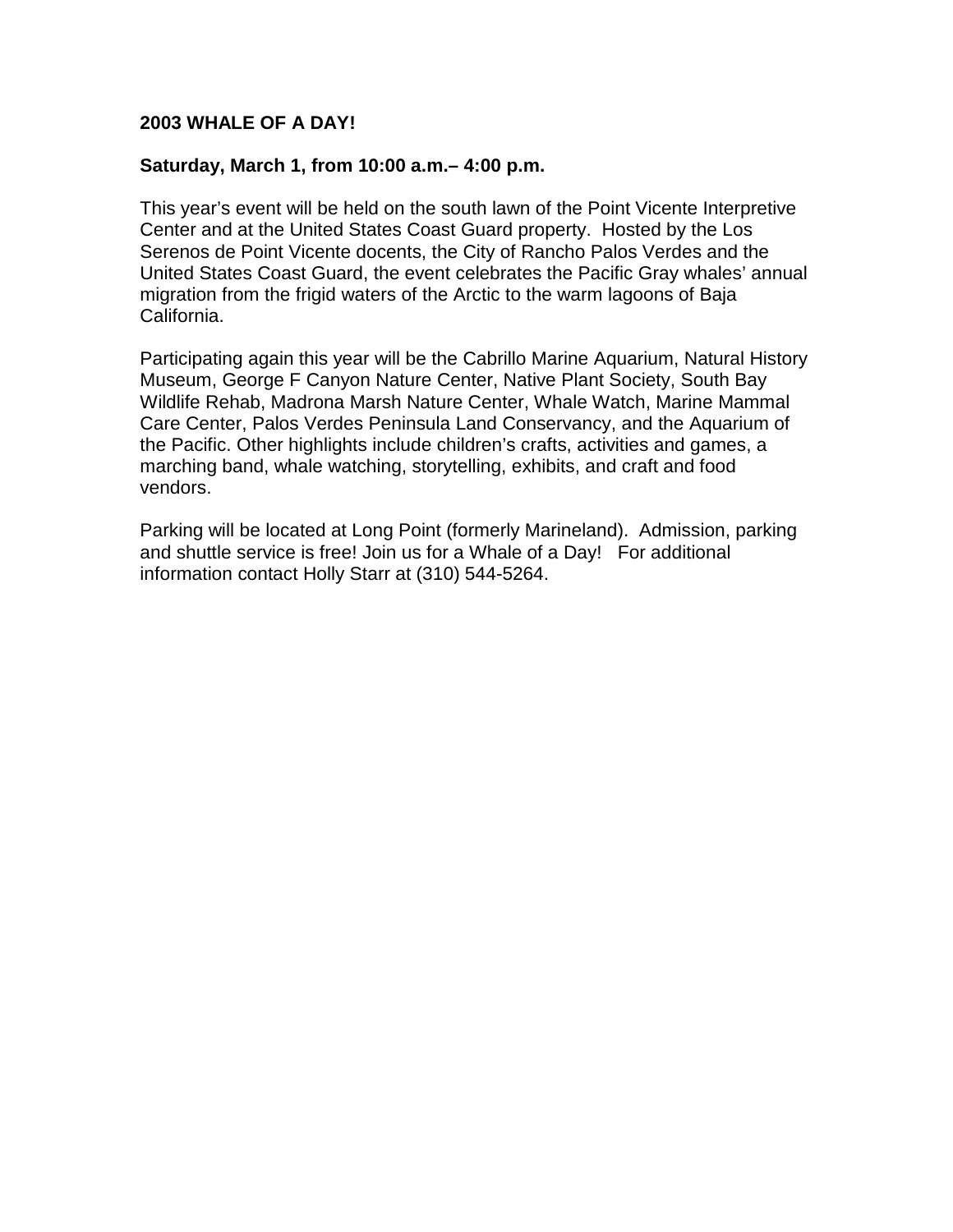**2003 WHALE OF A DAY!**

**Saturday, March 1, from 10:00 a.m.– 4:00 p.m.**

This year's event will be held on the south lawn of the Point Vicente Interpretive Center and at the United States Coast Guard property. Hosted by the Los Serenos de Point Vicente docents, the City of Rancho Palos Verdes and the United States Coast Guard, the event celebrates the Pacific Gray whales' annual migration from the frigid waters of the Arctic to the warm lagoons of Baja California.

Participating again this year will be the Cabrillo Marine Aquarium, Natural History Museum, George F Canyon Nature Center, Native Plant Society, South Bay Wildlife Rehab, Madrona Marsh Nature Center, Whale Watch, Marine Mammal Care Center, Palos Verdes Peninsula Land Conservancy, and the Aquarium of the Pacific. Other highlights include children's crafts, activities and games, a marching band, whale watching, storytelling, exhibits, and craft and food vendors.

Parking will be located at Long Point (formerly Marineland). Admission, parking and shuttle service is free! Join us for a Whale of a Day! For additional information contact Holly Starr at (310) 544-5264.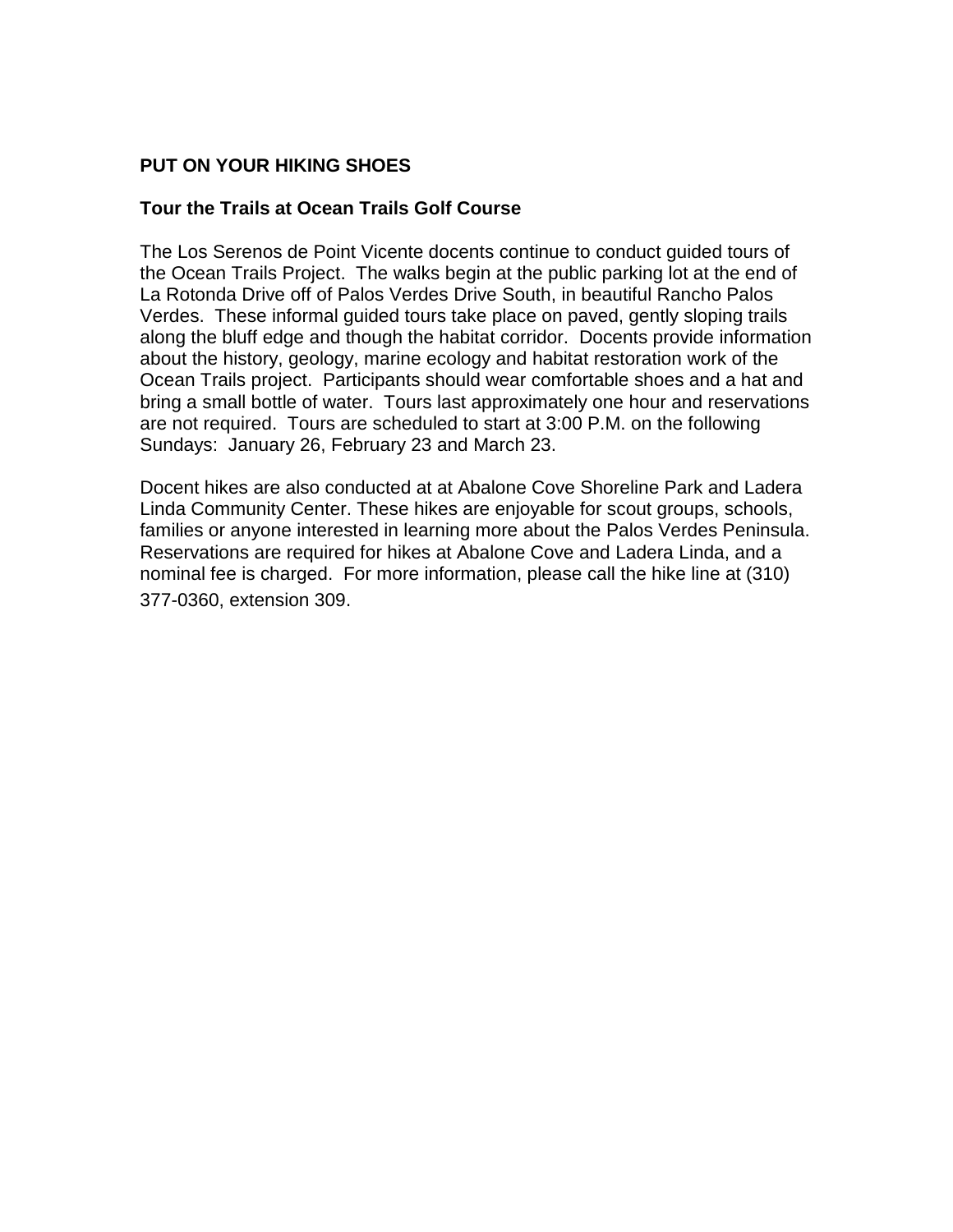**PUT ON YOUR HIKING SHOES**

**Tour the Trails at Ocean Trails Golf Course**

The Los Serenos de Point Vicente docents continue to conduct guided tours of the Ocean Trails Project. The walks begin at the public parking lot at the end of La Rotonda Drive off of Palos Verdes Drive South, in beautiful Rancho Palos Verdes. These informal guided tours take place on paved, gently sloping trails along the bluff edge and though the habitat corridor. Docents provide information about the history, geology, marine ecology and habitat restoration work of the Ocean Trails project. Participants should wear comfortable shoes and a hat and bring a small bottle of water. Tours last approximately one hour and reservations are not required. Tours are scheduled to start at 3:00 P.M. on the following Sundays: January 26, February 23 and March 23.

Docent hikes are also conducted at at Abalone Cove Shoreline Park and Ladera Linda Community Center. These hikes are enjoyable for scout groups, schools, families or anyone interested in learning more about the Palos Verdes Peninsula. Reservations are required for hikes at Abalone Cove and Ladera Linda, and a nominal fee is charged. For more information, please call the hike line at (310) 377-0360, extension 309.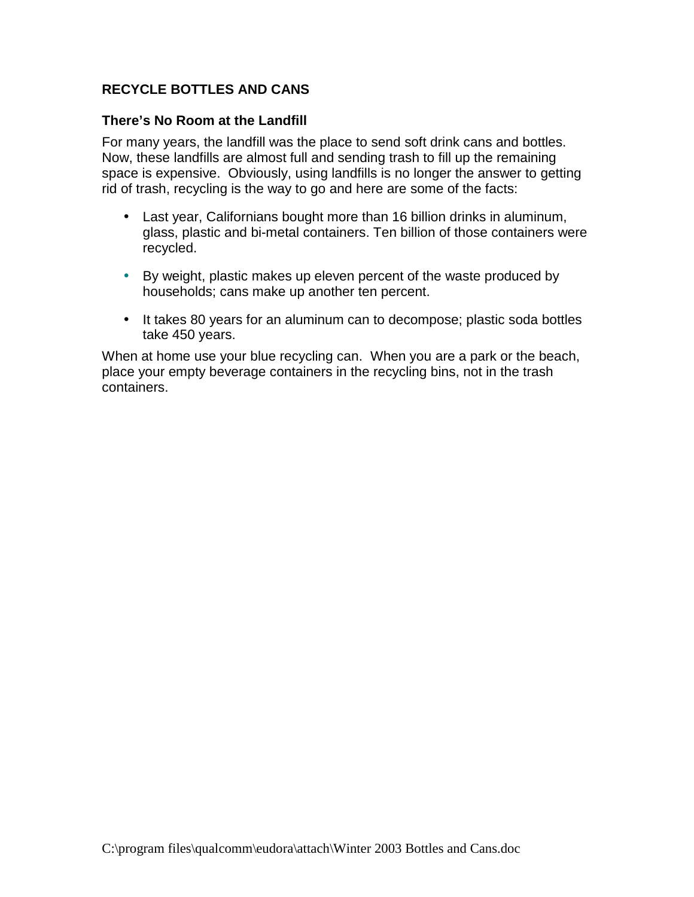## RECYCLE BOTTLES AND CANS

### There's No Room at the Landfill

For many years, the landfill was the place to send soft drink cans and bottles. Now, these landfills are almost full and sending trash to fill up the remaining space is expensive. Obviously, using landfills is no longer the answer to getting rid of trash, recycling is the way to go and here are some of the facts:

- Last year, Californians bought more than 16 billion drinks in aluminum, glass, plastic and bi-metal containers. Ten billion of those containers were recycled.
- By weight, plastic makes up eleven percent of the waste produced by households; cans make up another ten percent.
- It takes 80 years for an aluminum can to decompose; plastic soda bottles take 450 years.

When at home use your blue recycling can. When you are a park or the beach, place your empty beverage containers in the recycling bins, not in the trash containers.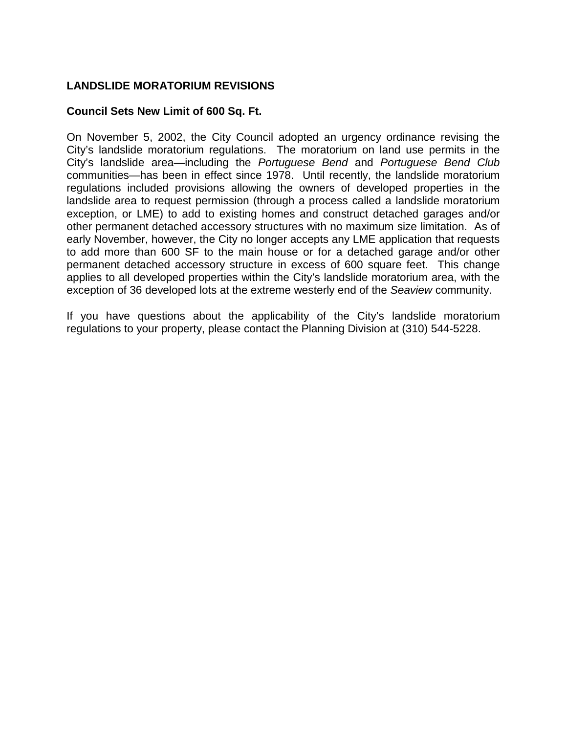## LANDSLIDE MORATORIUM REVISIONS

### Council Sets New Limit of 600 Sq. Ft.

On November 5, 2002, the City Council adopted an urgency ordinance revising the City's landslide moratorium regulations. The moratorium on land use permits in the City's landslide area—including the *Portuguese Bend* and *Portuguese Bend Club* communities—has been in effect since 1978. Until recently, the landslide moratorium regulations included provisions allowing the owners of developed properties in the landslide area to request permission (through a process called a landslide moratorium exception, or LME) to add to existing homes and construct detached garages and/or other permanent detached accessory structures with no maximum size limitation. As of early November, however, the City no longer accepts any LME application that requests to add more than 600 SF to the main house or for a detached garage and/or other permanent detached accessory structure in excess of 600 square feet. This change applies to all developed properties within the City's landslide moratorium area, with the exception of 36 developed lots at the extreme westerly end of the *Seaview* community.

If you have questions about the applicability of the City's landslide moratorium regulations to your property, please contact the Planning Division at (310) 544-5228.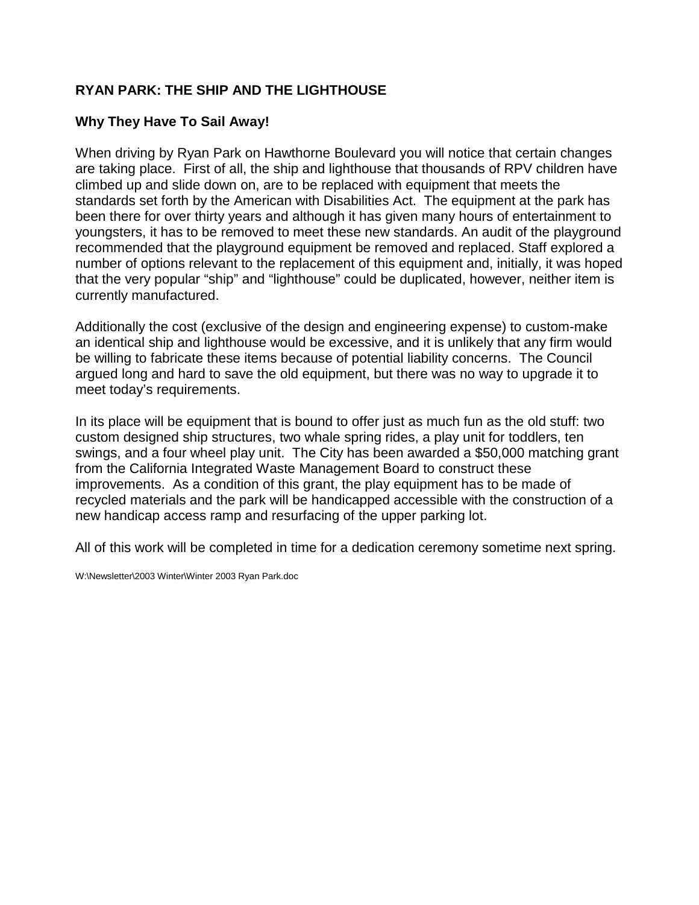**RYAN PARK: THE SHIP AND THE LIGHTHOUSE**

**Why They Have To Sail Away!**

When driving by Ryan Park on Hawthorne Boulevard you will notice that certain changes are taking place. First of all, the ship and lighthouse that thousands of RPV children have climbed up and slide down on, are to be replaced with equipment that meets the standards set forth by the American with Disabilities Act. The equipment at the park has been there for over thirty years and although it has given many hours of entertainment to youngsters, it has to be removed to meet these new standards. An audit of the playground recommended that the playground equipment be removed and replaced. Staff explored a number of options relevant to the replacement of this equipment and, initially, it was hoped that the very popular "ship" and "lighthouse" could be duplicated, however, neither item is currently manufactured.

Additionally the cost (exclusive of the design and engineering expense) to custom-make an identical ship and lighthouse would be excessive, and it is unlikely that any firm would be willing to fabricate these items because of potential liability concerns. The Council argued long and hard to save the old equipment, but there was no way to upgrade it to meet today's requirements.

In its place will be equipment that is bound to offer just as much fun as the old stuff: two custom designed ship structures, two whale spring rides, a play unit for toddlers, ten swings, and a four wheel play unit. The City has been awarded a $50,000 matching grant from the California Integrated Waste Management Board to construct these improvements. As a condition of this grant, the play equipment has to be made of recycled materials and the park will be handicapped accessible with the construction of a new handicap access ramp and resurfacing of the upper parking lot.

All of this work will be completed in time for a dedication ceremony sometime next spring.

W:\Newsletter\2003 Winter\Winter 2003 Ryan Park.doc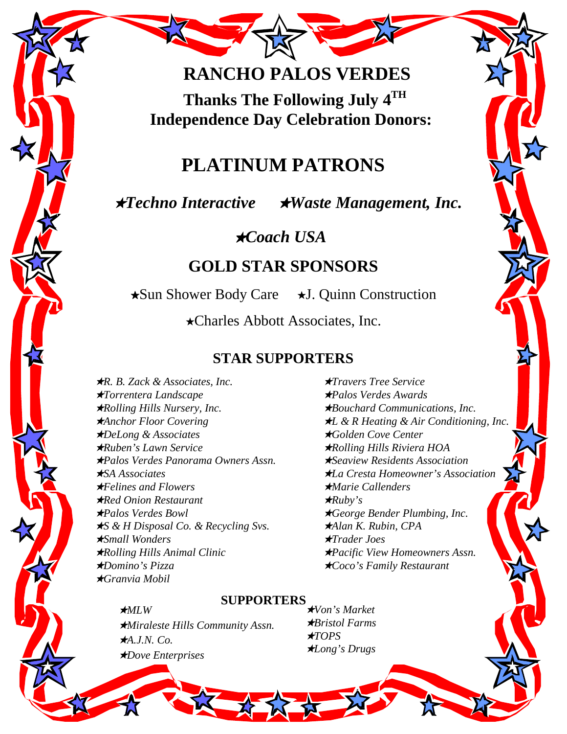# RANCHO PALOS VERDES

**Thanks The Following July 4TH Independence Day Celebration Donors:**

## PLATINUM PATRONS

★***Techno Interactive*** ★***Waste Management, Inc.***

★***Coach USA***

## GOLD STAR SPONSORS

★Sun Shower Body Care ★J. Quinn Construction

★Charles Abbott Associates, Inc.

### STAR SUPPORTERS

- ★*R. B. Zack & Associates, Inc.*
- ★*Torrentera Landscape*
- ★*Rolling Hills Nursery, Inc.*
- ★*Anchor Floor Covering*
- ★*DeLong & Associates*
- ★*Ruben's Lawn Service*
- ★*Palos Verdes Panorama Owners Assn.*
- ★*SA Associates*
- ★*Felines and Flowers*
- ★*Red Onion Restaurant*
- ★*Palos Verdes Bowl*
- ★*S & H Disposal Co. & Recycling Svs.*
- ★*Small Wonders*
- ★*Rolling Hills Animal Clinic*
- ★*Domino's Pizza*
- ★*Granvia Mobil*
- ★*Travers Tree Service*
- ★*Palos Verdes Awards*
- ★*Bouchard Communications, Inc.*
- ★*L & R Heating & Air Conditioning, Inc.*
- ★*Golden Cove Center*
- ★*Rolling Hills Riviera HOA*
- ★*Seaview Residents Association*
- ★*La Cresta Homeowner's Association*
- ★*Marie Callenders*
- ★*Ruby's*
- ★*George Bender Plumbing, Inc.*
- ★*Alan K. Rubin, CPA*
- ★*Trader Joes*
- ★*Pacific View Homeowners Assn.*
- ★*Coco's Family Restaurant*

### SUPPORTERS

- ★*MLW*
- ★*Miraleste Hills Community Assn.*
- ★*A.J.N. Co.*
- ★*Dove Enterprises*
- ★*Von's Market*
- ★*Bristol Farms*
- ★*TOPS*
- ★*Long's Drugs*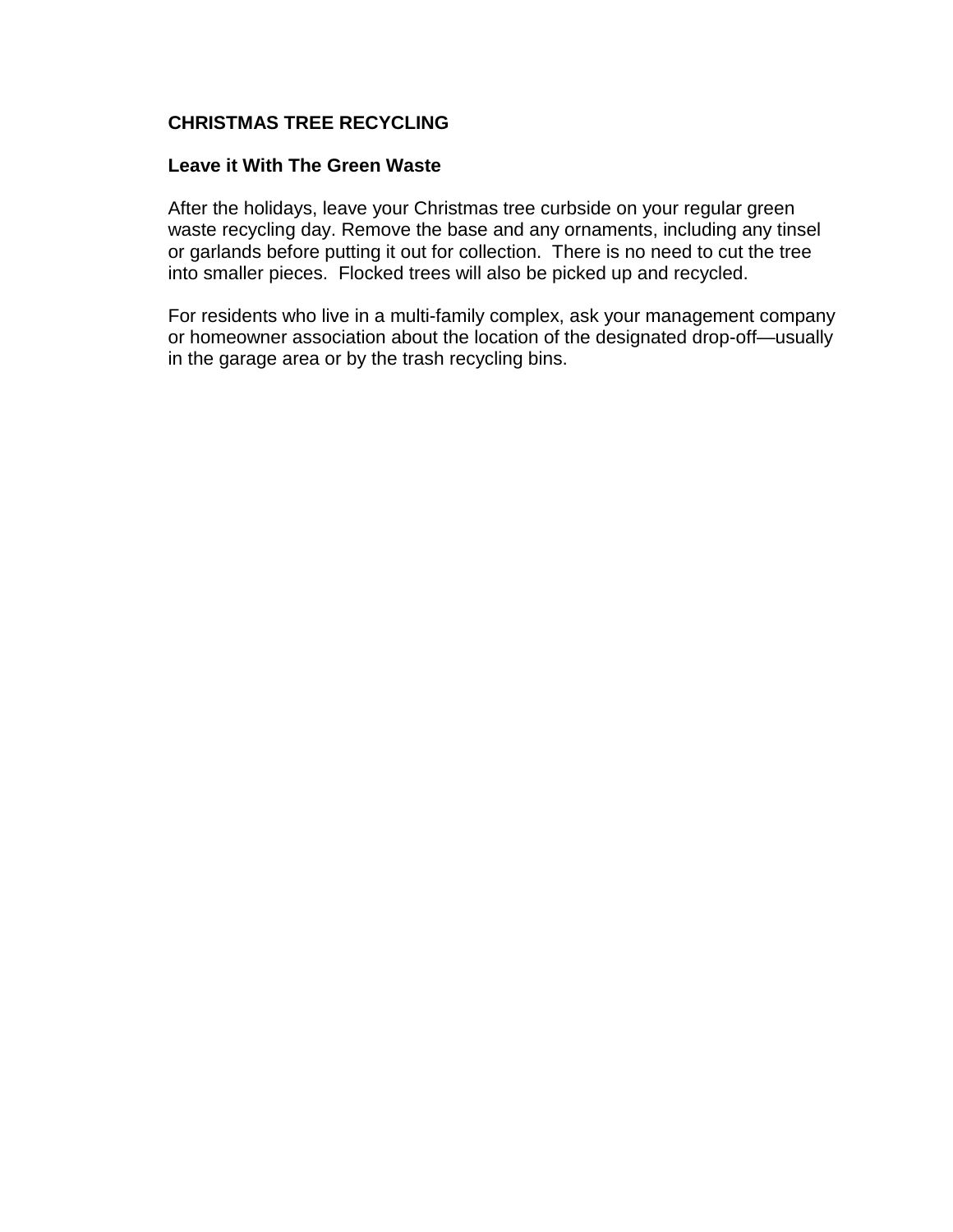## CHRISTMAS TREE RECYCLING

### Leave it With The Green Waste

After the holidays, leave your Christmas tree curbside on your regular green waste recycling day. Remove the base and any ornaments, including any tinsel or garlands before putting it out for collection.  There is no need to cut the tree into smaller pieces.  Flocked trees will also be picked up and recycled.

For residents who live in a multi-family complex, ask your management company or homeowner association about the location of the designated drop-off—usually in the garage area or by the trash recycling bins.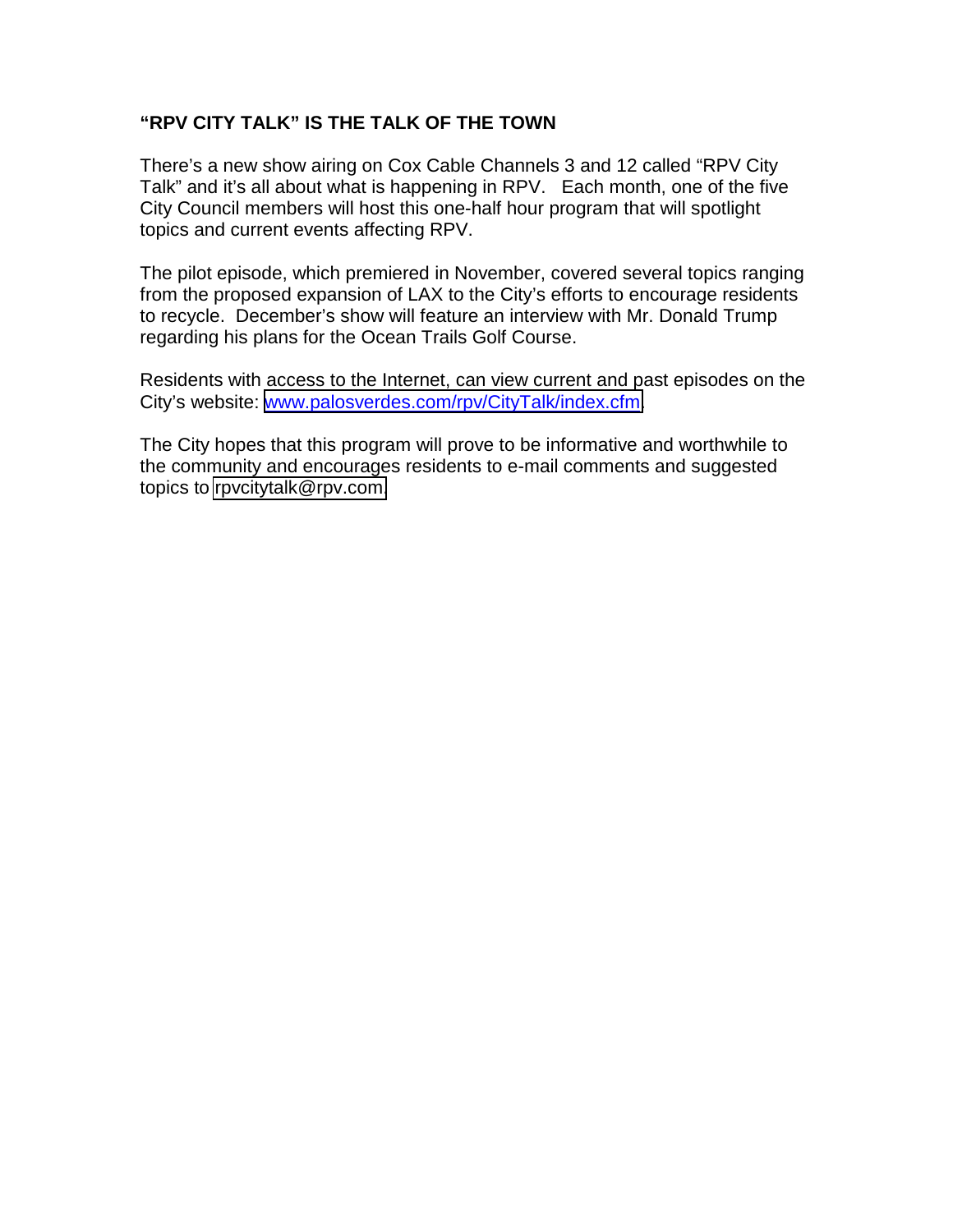## "RPV CITY TALK" IS THE TALK OF THE TOWN

There's a new show airing on Cox Cable Channels 3 and 12 called "RPV City Talk" and it's all about what is happening in RPV. Each month, one of the five City Council members will host this one-half hour program that will spotlight topics and current events affecting RPV.

The pilot episode, which premiered in November, covered several topics ranging from the proposed expansion of LAX to the City's efforts to encourage residents to recycle. December's show will feature an interview with Mr. Donald Trump regarding his plans for the Ocean Trails Golf Course.

Residents with access to the Internet, can view current and past episodes on the City's website: [www.palosverdes.com/rpv/CityTalk/index.cfm](http://www.palosverdes.com/rpv/CityTalk/index.cfm).

The City hopes that this program will prove to be informative and worthwhile to the community and encourages residents to e-mail comments and suggested topics to rpvcitytalk@rpv.com.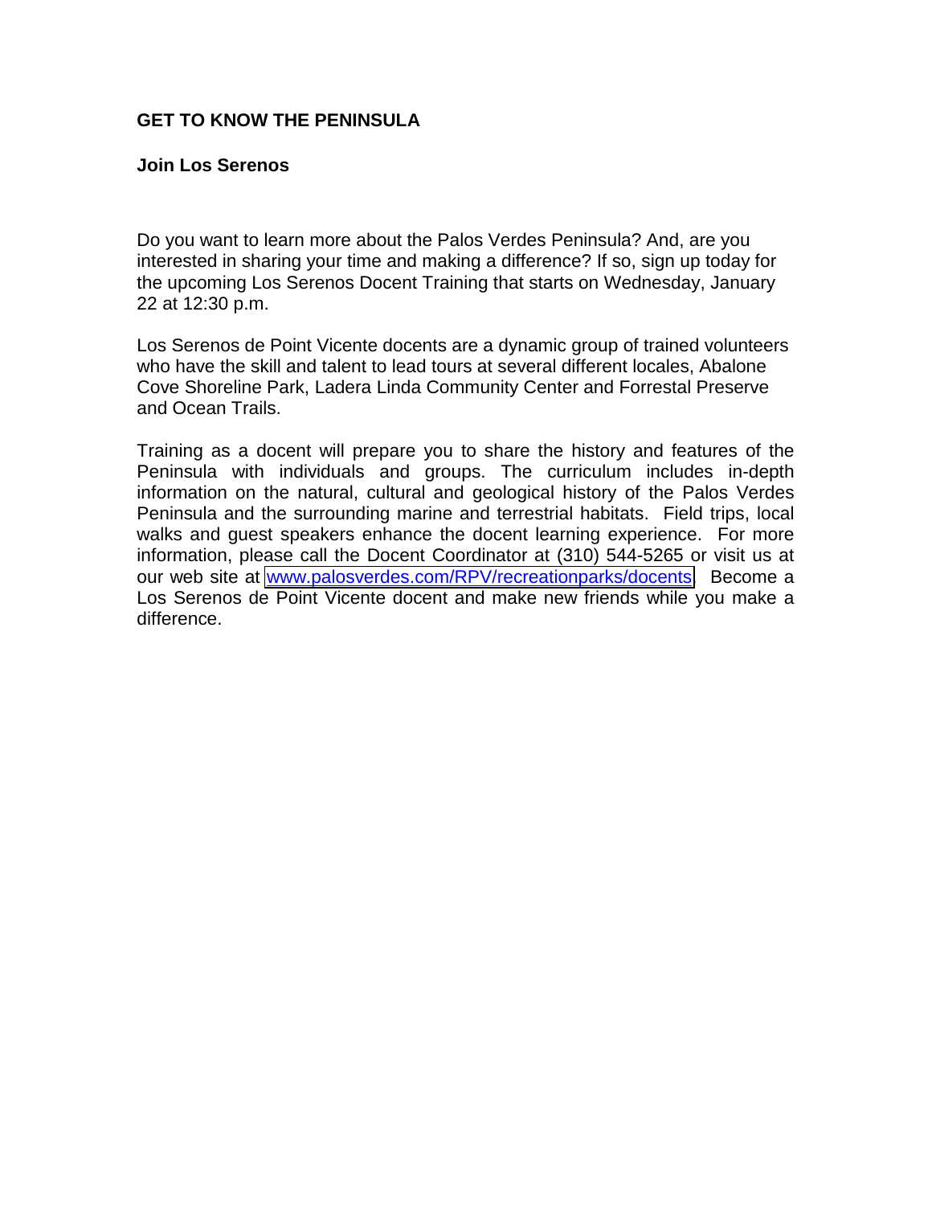## GET TO KNOW THE PENINSULA

### Join Los Serenos

Do you want to learn more about the Palos Verdes Peninsula? And, are you interested in sharing your time and making a difference? If so, sign up today for the upcoming Los Serenos Docent Training that starts on Wednesday, January 22 at 12:30 p.m.

Los Serenos de Point Vicente docents are a dynamic group of trained volunteers who have the skill and talent to lead tours at several different locales, Abalone Cove Shoreline Park, Ladera Linda Community Center and Forrestal Preserve and Ocean Trails.

Training as a docent will prepare you to share the history and features of the Peninsula with individuals and groups. The curriculum includes in-depth information on the natural, cultural and geological history of the Palos Verdes Peninsula and the surrounding marine and terrestrial habitats. Field trips, local walks and guest speakers enhance the docent learning experience. For more information, please call the Docent Coordinator at (310) 544-5265 or visit us at our web site at www.palosverdes.com/RPV/recreationparks/docents. Become a Los Serenos de Point Vicente docent and make new friends while you make a difference.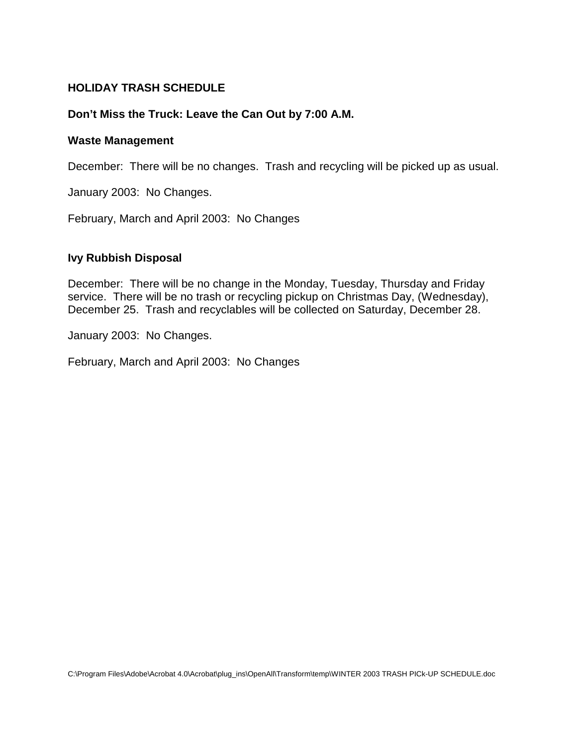## HOLIDAY TRASH SCHEDULE

### Don't Miss the Truck: Leave the Can Out by 7:00 A.M.

### Waste Management

December: There will be no changes. Trash and recycling will be picked up as usual.

January 2003: No Changes.

February, March and April 2003: No Changes

### Ivy Rubbish Disposal

December: There will be no change in the Monday, Tuesday, Thursday and Friday service. There will be no trash or recycling pickup on Christmas Day, (Wednesday), December 25. Trash and recyclables will be collected on Saturday, December 28.

January 2003: No Changes.

February, March and April 2003: No Changes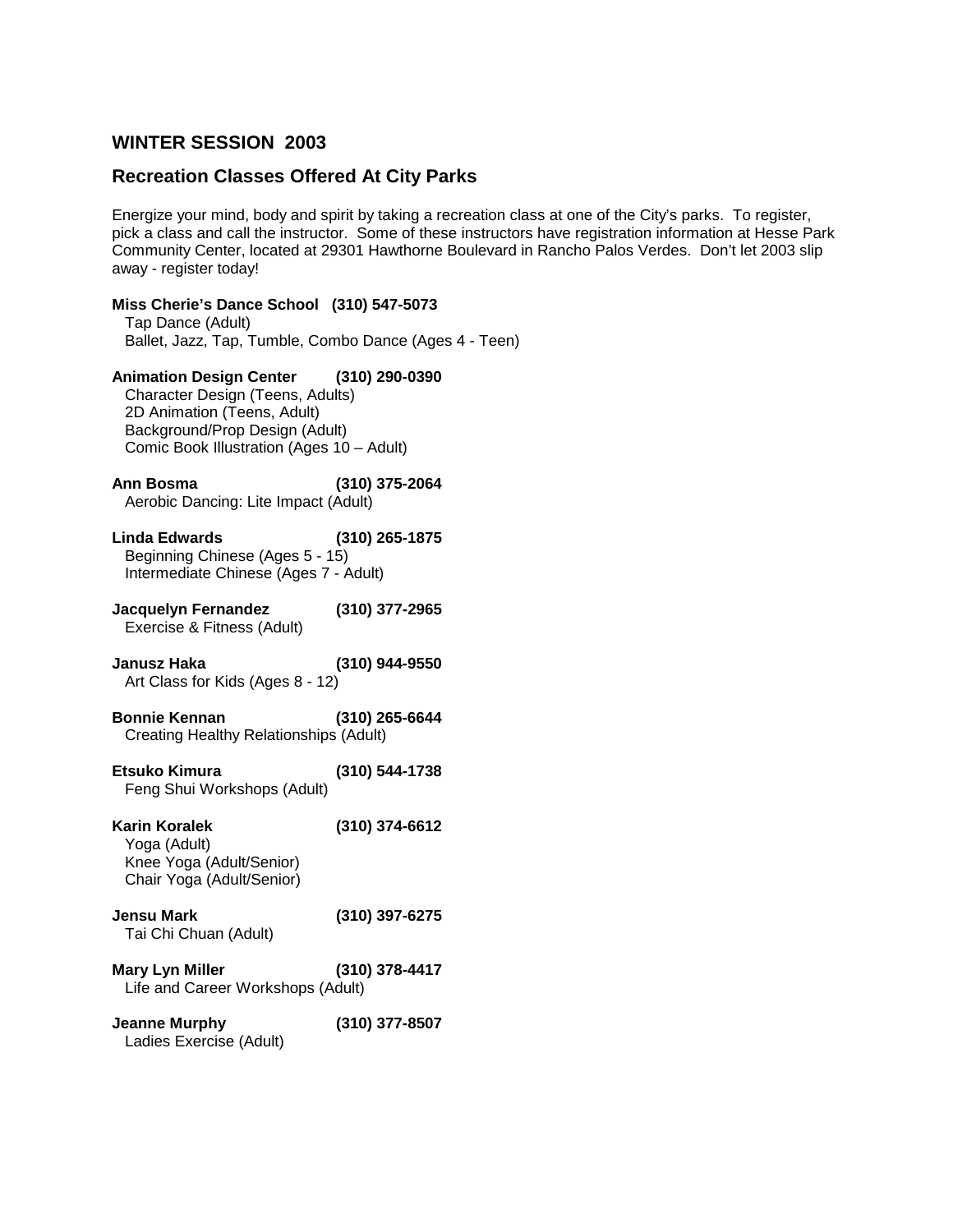## WINTER SESSION 2003

### Recreation Classes Offered At City Parks

Energize your mind, body and spirit by taking a recreation class at one of the City's parks. To register, pick a class and call the instructor. Some of these instructors have registration information at Hesse Park Community Center, located at 29301 Hawthorne Boulevard in Rancho Palos Verdes. Don't let 2003 slip away - register today!

**Miss Cherie's Dance School (310) 547-5073**
Tap Dance (Adult)
Ballet, Jazz, Tap, Tumble, Combo Dance (Ages 4 - Teen)

**Animation Design Center (310) 290-0390**
Character Design (Teens, Adults)
2D Animation (Teens, Adult)
Background/Prop Design (Adult)
Comic Book Illustration (Ages 10 – Adult)

**Ann Bosma (310) 375-2064**
Aerobic Dancing: Lite Impact (Adult)

**Linda Edwards (310) 265-1875**
Beginning Chinese (Ages 5 - 15)
Intermediate Chinese (Ages 7 - Adult)

**Jacquelyn Fernandez (310) 377-2965**
Exercise & Fitness (Adult)

**Janusz Haka (310) 944-9550**
Art Class for Kids (Ages 8 - 12)

**Bonnie Kennan (310) 265-6644**
Creating Healthy Relationships (Adult)

**Etsuko Kimura (310) 544-1738**
Feng Shui Workshops (Adult)

**Karin Koralek (310) 374-6612**
Yoga (Adult)
Knee Yoga (Adult/Senior)
Chair Yoga (Adult/Senior)

**Jensu Mark (310) 397-6275**
Tai Chi Chuan (Adult)

**Mary Lyn Miller (310) 378-4417**
Life and Career Workshops (Adult)

**Jeanne Murphy (310) 377-8507**
Ladies Exercise (Adult)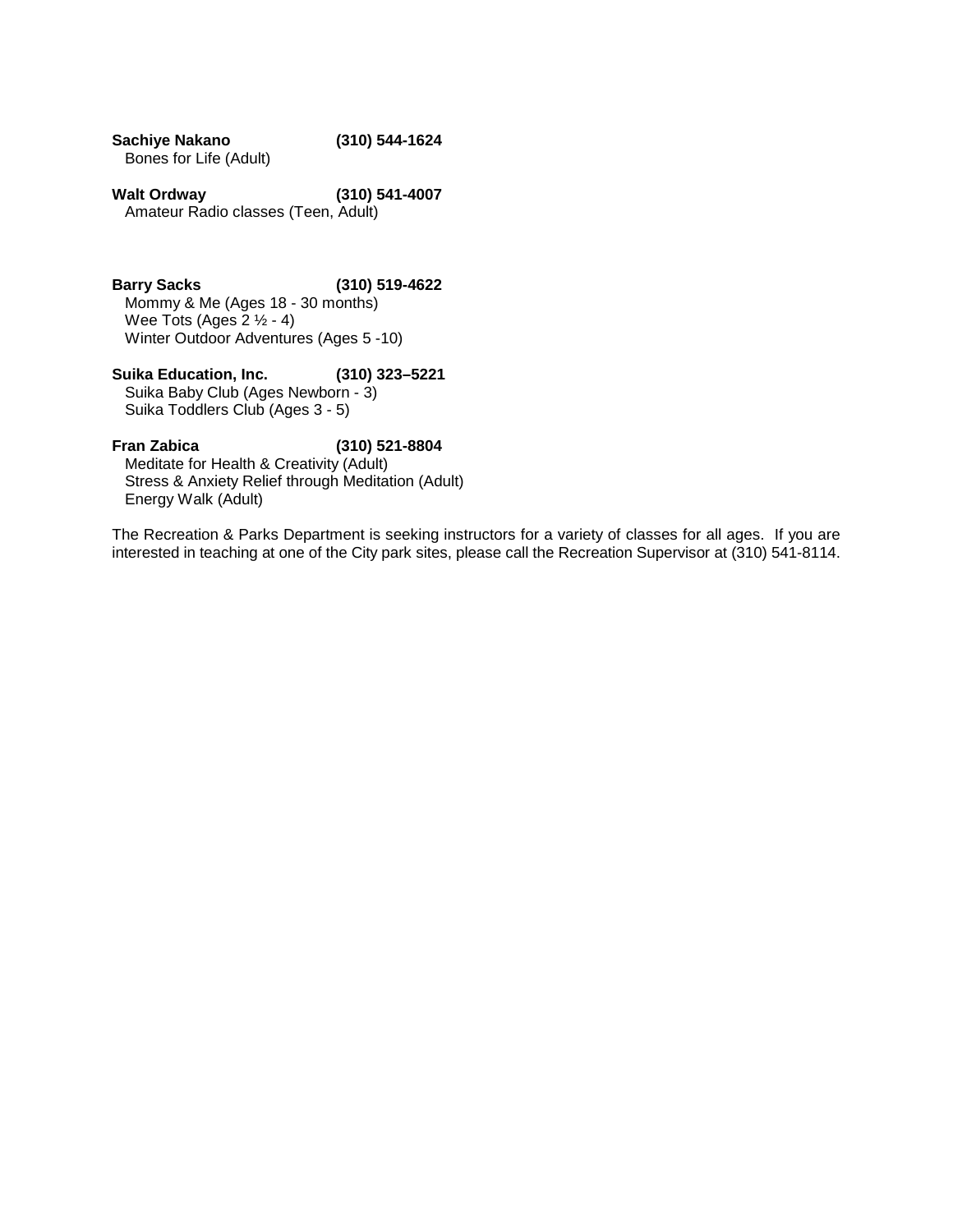**Sachiye Nakano** **(310) 544-1624**
Bones for Life (Adult)

**Walt Ordway** **(310) 541-4007**
Amateur Radio classes (Teen, Adult)

**Barry Sacks** **(310) 519-4622**
Mommy & Me (Ages 18 - 30 months)
Wee Tots (Ages 2 ½ - 4)
Winter Outdoor Adventures (Ages 5 -10)

**Suika Education, Inc.** **(310) 323–5221**
Suika Baby Club (Ages Newborn - 3)
Suika Toddlers Club (Ages 3 - 5)

**Fran Zabica** **(310) 521-8804**
Meditate for Health & Creativity (Adult)
Stress & Anxiety Relief through Meditation (Adult)
Energy Walk (Adult)

The Recreation & Parks Department is seeking instructors for a variety of classes for all ages. If you are interested in teaching at one of the City park sites, please call the Recreation Supervisor at (310) 541-8114.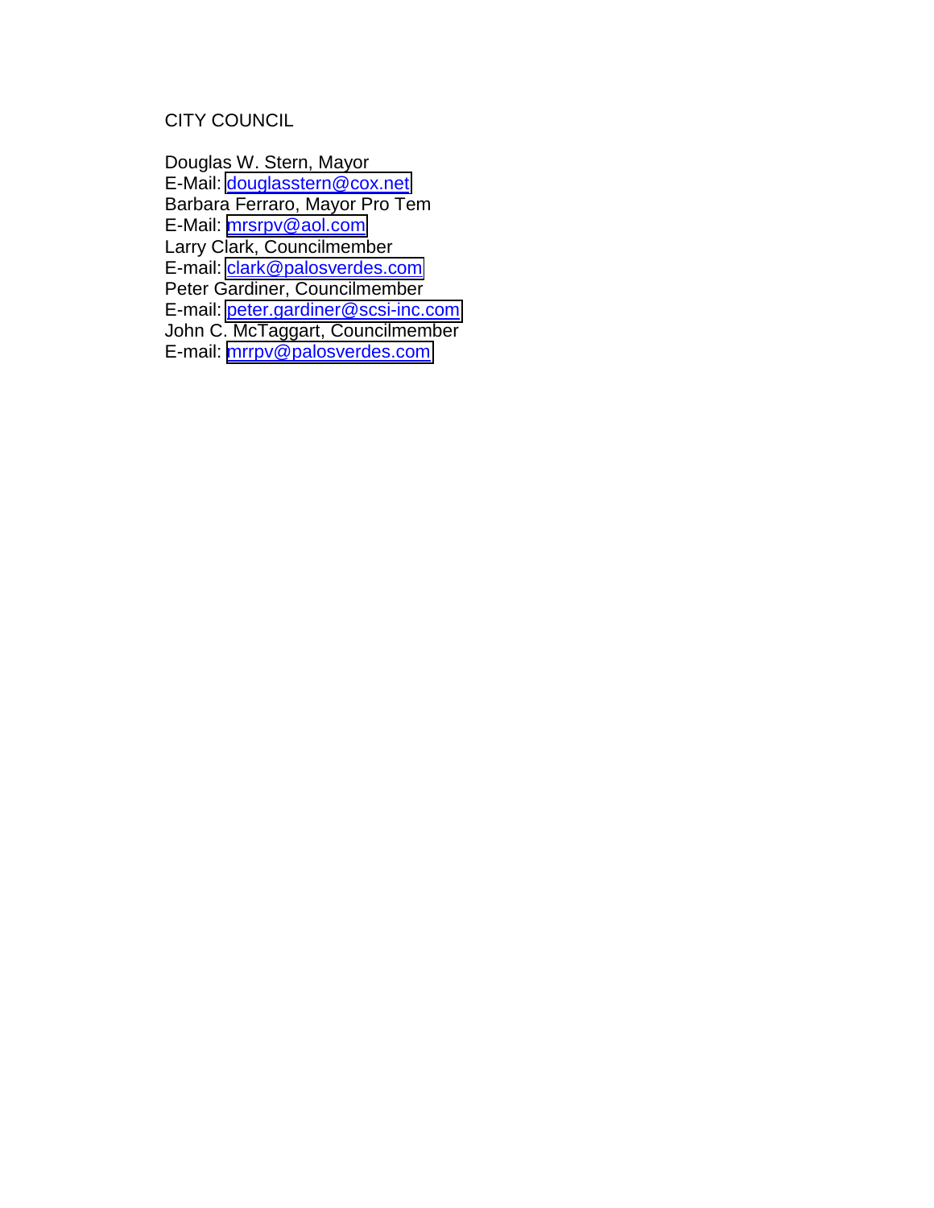CITY COUNCIL

Douglas W. Stern, Mayor
E-Mail: douglasstern@cox.net
Barbara Ferraro, Mayor Pro Tem
E-Mail: mrsrpv@aol.com
Larry Clark, Councilmember
E-mail: clark@palosverdes.com
Peter Gardiner, Councilmember
E-mail: peter.gardiner@scsi-inc.com
John C. McTaggart, Councilmember
E-mail: mrrpv@palosverdes.com